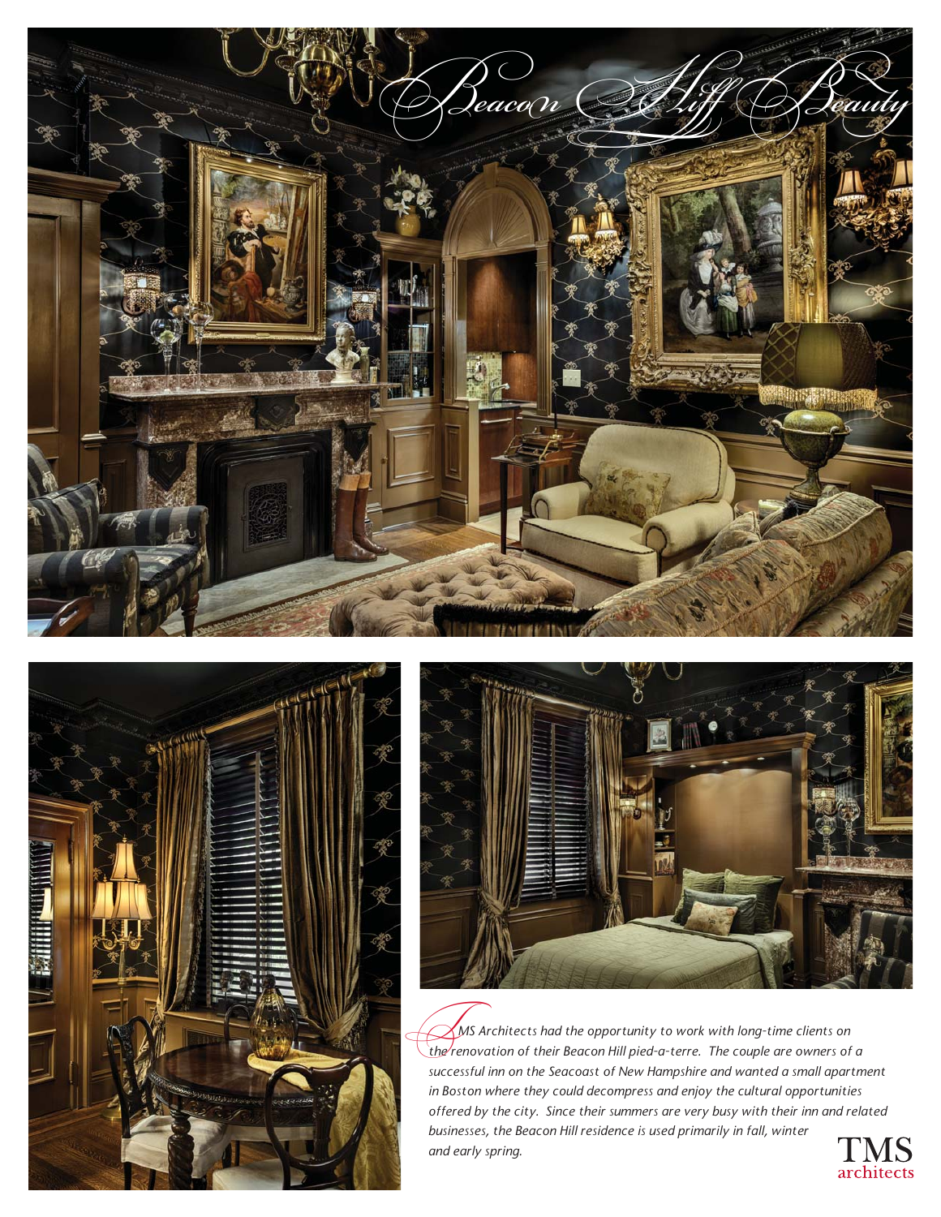# Beacon Hill Beauty

*TMS Architects had the opportunity to work with long-time clients on the renovation of their Beacon Hill pied-a-terre. The couple are owners of a successful inn on the Seacoast of New Hampshire and wanted a small apartment in Boston where they could decompress and enjoy the cultural opportunities offered by the city. Since their summers are very busy with their inn and related businesses, the Beacon Hill residence is used primarily in fall, winter and early spring.*

TMS architects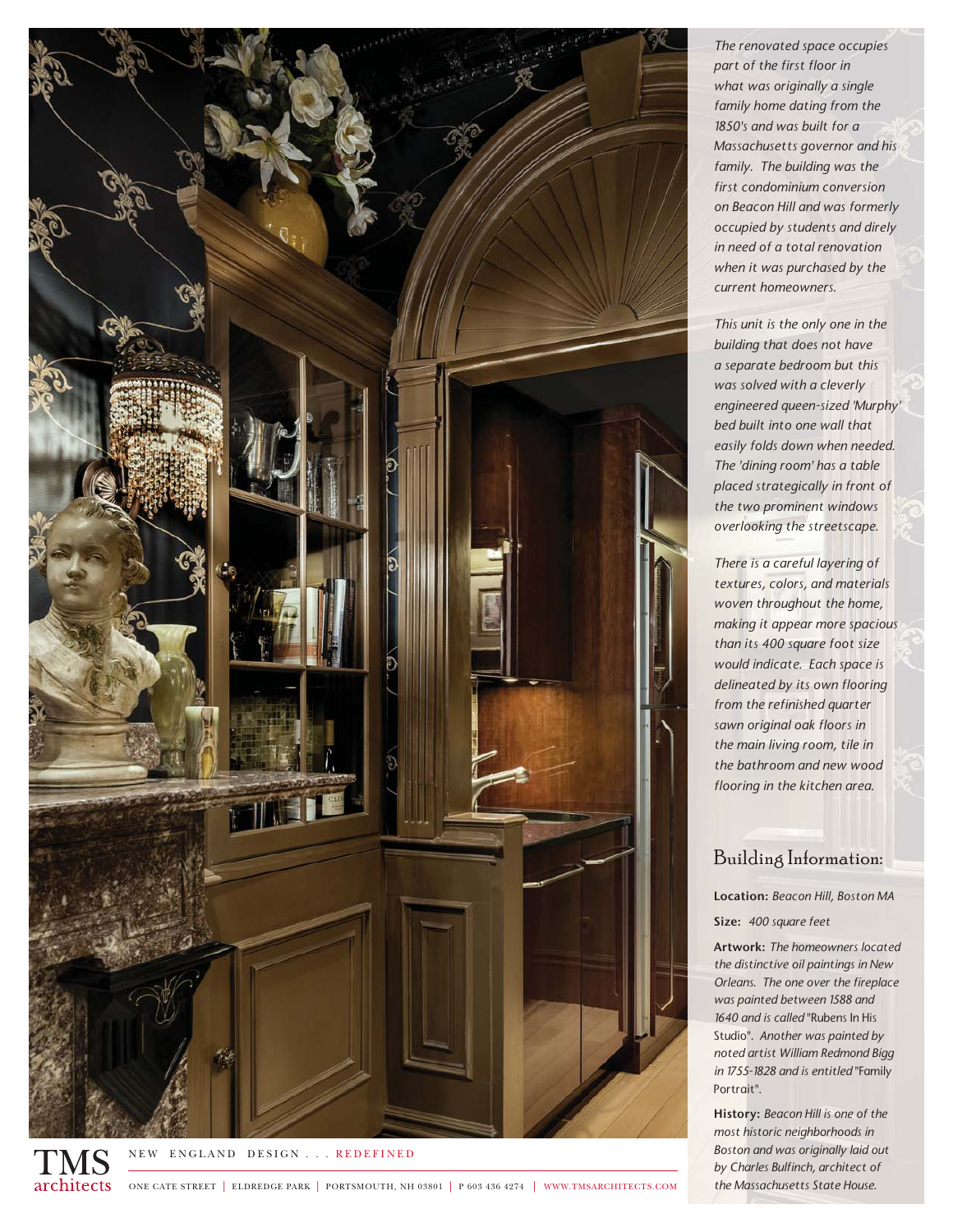*The renovated space occupies part of the first floor in what was originally a single family home dating from the 1850's and was built for a Massachusetts governor and his family. The building was the first condominium conversion on Beacon Hill and was formerly occupied by students and direly in need of a total renovation when it was purchased by the current homeowners.*

*This unit is the only one in the building that does not have a separate bedroom but this was solved with a cleverly engineered queen-sized 'Murphy' bed built into one wall that easily folds down when needed. The 'dining room' has a table placed strategically in front of the two prominent windows overlooking the streetscape.*

*There is a careful layering of textures, colors, and materials woven throughout the home, making it appear more spacious than its 400 square foot size would indicate. Each space is delineated by its own flooring from the refinished quarter sawn original oak floors in the main living room, tile in the bathroom and new wood flooring in the kitchen area.*

## Building Information:

**Location:** *Beacon Hill, Boston MA*

**Size:** *400 square feet*

**Artwork:** *The homeowners located the distinctive oil paintings in New Orleans. The one over the fireplace was painted between 1588 and 1640 and is called* "Rubens In His Studio". *Another was painted by noted artist William Redmond Bigg in 1755-1828 and is entitled* "Family Portrait".

**History:** *Beacon Hill is one of the most historic neighborhoods in Boston and was originally laid out by Charles Bulfinch, architect of the Massachusetts State House.*

TMS architects

NEW ENGLAND DESIGN . . . REDEFINED

ONE CATE STREET | ELDREDGE PARK | PORTSMOUTH, NH 03801 | P 603 436 4274 | WWW.TMSARCHITECTS.COM